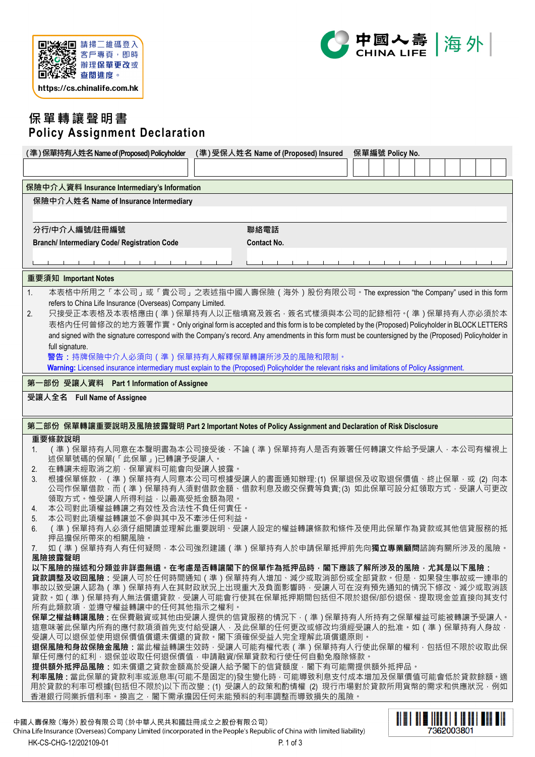請掃二維碼登入客戶專頁，即時辦理保單更改或查閱進度。
https://cs.chinalife.com.hk

中國人壽 CHINA LIFE | 海外

# 保單轉讓聲明書
# Policy Assignment Declaration

| (準)保單持有人姓名 Name of (Proposed) Policyholder | (準)受保人姓名 Name of (Proposed) Insured | 保單編號 Policy No. |
|---|---|---|
| | | |

## 保險中介人資料 Insurance Intermediary's Information

保險中介人姓名 Name of Insurance Intermediary

| 分行/中介人編號/註冊編號 Branch/ Intermediary Code/ Registration Code | 聯絡電話 Contact No. |
|---|---|
| | |

## 重要須知 Important Notes

1. 本表格中所用之「本公司」或「貴公司」之表述指中國人壽保險（海外）股份有限公司。The expression "the Company" used in this form refers to China Life Insurance (Overseas) Company Limited.
2. 只接受正本表格及本表格應由（準）保單持有人以正楷填寫及簽名，簽名式樣須與本公司的記錄相符。(準)保單持有人亦必須於本表格內任何曾修改的地方簽署作實。Only original form is accepted and this form is to be completed by the (Proposed) Policyholder in BLOCK LETTERS and signed with the signature correspond with the Company's record. Any amendments in this form must be countersigned by the (Proposed) Policyholder in full signature.

   **警告**：持牌保險中介人必須向（準）保單持有人解釋保單轉讓所涉及的風險和限制。
   **Warning:** Licensed insurance intermediary must explain to the (Proposed) Policyholder the relevant risks and limitations of Policy Assignment.

## 第一部份 受讓人資料 Part 1 Information of Assignee

受讓人全名 Full Name of Assignee

## 第二部份 保單轉讓重要說明及風險披露聲明 Part 2 Important Notes of Policy Assignment and Declaration of Risk Disclosure

**重要條款說明**

1. （準）保單持有人同意在本聲明書為本公司接受後，不論（準）保單持有人是否有簽署任何轉讓文件給予受讓人，本公司有權視上述保單號碼的保單(「此保單」)已轉讓予受讓人。
2. 在轉讓未經取消之前，保單資料可能會向受讓人披露。
3. 根據保單條款，（準）保單持有人同意本公司可根據受讓人的書面通知辦理: (1) 保單退保及收取退保價值、終止保單，或 (2) 向本公司作保單借款，而（準）保單持有人須對借款金額、借款利息及繳交保費等負責; (3) 如此保單可設分紅領取方式，受讓人可更改領取方式。惟受讓人所得利益，以最高受抵金額為限。
4. 本公司對此項權益轉讓之有效性及合法性不負任何責任。
5. 本公司對此項權益轉讓並不參與其中及不牽涉任何利益。
6. （準）保單持有人必須仔細閱讀並理解此重要說明、受讓人設定的權益轉讓條款和條件及使用此保單作為貸款或其他信貸服務的抵押品擔保所帶來的相關風險。
7. 如（準）保單持有人有任何疑問，本公司強烈建議（準）保單持有人於申請保單抵押前先向**獨立專業顧問**諮詢有關所涉及的風險。

**風險披露聲明**

**以下風險的描述和分類並非詳盡無遺。在考慮是否轉讓閣下的保單作為抵押品時，閣下應該了解所涉及的風險，尤其是以下風險：**

**貸款調整及收回風險**：受讓人可於任何時間通知（準）保單持有人增加、減少或取消部份或全部貸款。但是，如果發生事故或一連串的事故以致受讓人認為（準）保單持有人在其財政狀況上出現重大及負面影響時，受讓人可在沒有預先通知的情況下修改、減少或取消該貸款。如（準）保單持有人無法償還貸款，受讓人可能會行使其在保單抵押期間包括但不限於退保/部份退保、提取現金並直接向其支付所有此類款項，並遵守權益轉讓中的任何其他指示之權利。

**保單之權益轉讓風險**：在保費融資或其他由受讓人提供的信貸服務的情況下，（準）保單持有人所持有之保單權益可能被轉讓予受讓人。這意味著此保單內所有的應付款項須首先支付給受讓人，及此保單的任何更改或修改均須經受讓人的批准。如（準）保單持有人身故，受讓人可以退保並使用退保價值償還未償還的貸款。閣下須確保受益人完全理解此項償還原則。

**退保風險和身故保險金風險**：當此權益轉讓生效時，受讓人可能有權代表（準）保單持有人行使此保單的權利，包括但不限於收取此保單任何應付的紅利，退保並收取任何退保價值，申請融資/保單貸款和行使任何自動免廢除條款。

**提供額外抵押品風險**：如未償還之貸款金額高於受讓人給予閣下的信貸額度，閣下有可能需提供額外抵押品。

**利率風險**：當此保單的貸款利率或派息率(可能不是固定的)發生變化時，可能導致利息支付成本增加及保單價值可能會低於貸款餘額。適用於貸款的利率可根據(包括但不限於)以下而改變：(1) 受讓人的政策和酌情權 (2) 現行市場對於貸款所用貨幣的需求和供應狀況，例如香港銀行同業拆借利率。換言之，閣下需承擔因任何未能預料的利率調整而導致損失的風險。

中國人壽保險（海外）股份有限公司（於中華人民共和國註冊成立之股份有限公司）
China Life Insurance (Overseas) Company Limited (incorporated in the People's Republic of China with limited liability)

HK-CS-CHG-12/202109-01

7362003801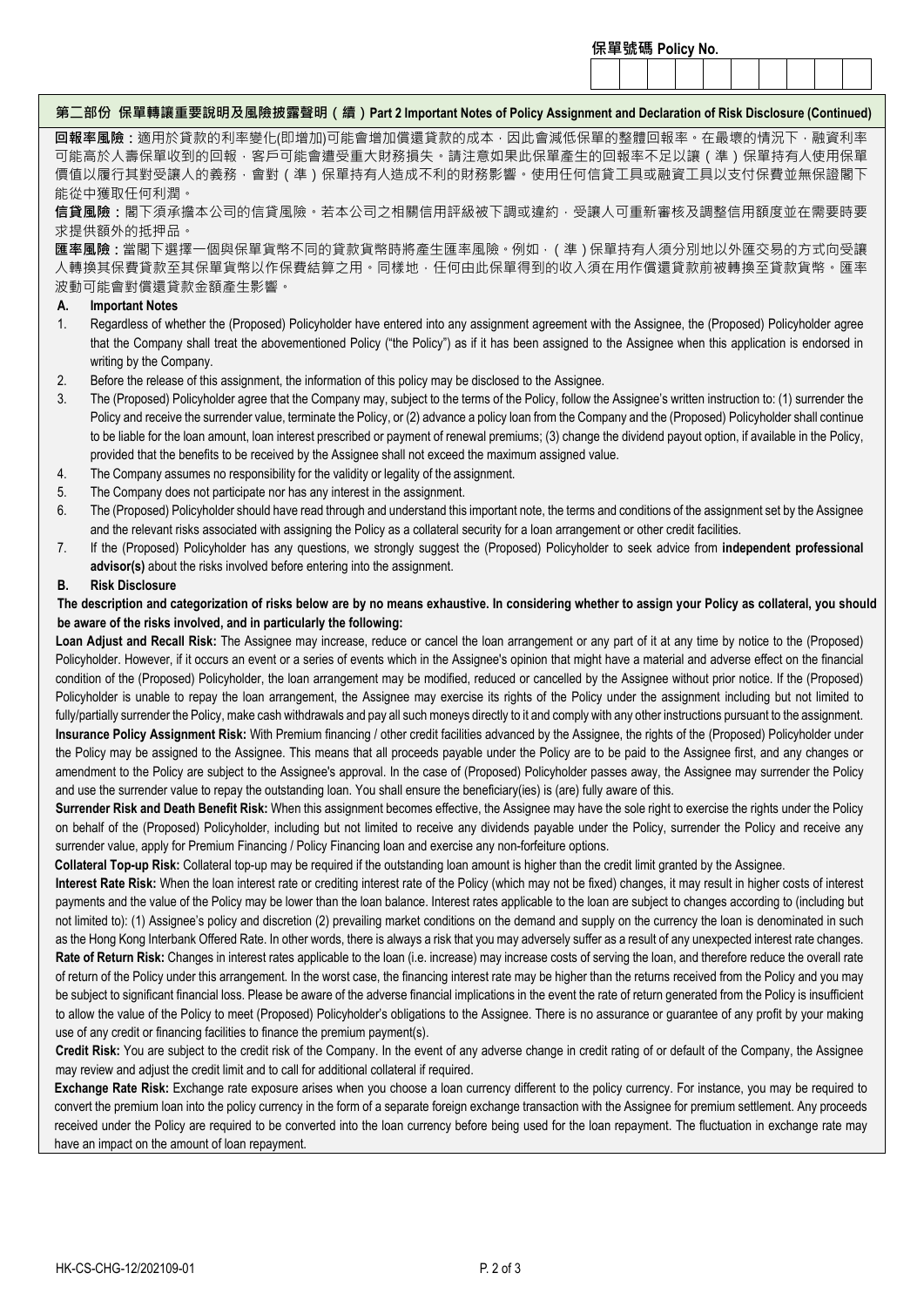保單號碼 Policy No.

## 第二部份 保單轉讓重要說明及風險披露聲明（續）Part 2 Important Notes of Policy Assignment and Declaration of Risk Disclosure (Continued)

**回報率風險：**適用於貸款的利率變化(即增加)可能會增加償還貸款的成本，因此會減低保單的整體回報率。在最壞的情況下，融資利率可能高於人壽保單收到的回報，客戶可能會遭受重大財務損失。請注意如果此保單產生的回報率不足以讓（準）保單持有人使用保單價值以履行其對受讓人的義務，會對（準）保單持有人造成不利的財務影響。使用任何信貸工具或融資工具以支付保費並無保證閣下能從中獲取任何利潤。

**信貸風險：**閣下須承擔本公司的信貸風險。若本公司之相關信用評級被下調或違約，受讓人可重新審核及調整信用額度並在需要時要求提供額外的抵押品。

**匯率風險：**當閣下選擇一個與保單貨幣不同的貸款貨幣時將產生匯率風險。例如，（準）保單持有人須分別地以外匯交易的方式向受讓人轉換其保費貸款至其保單貨幣以作保費結算之用。同樣地，任何由此保單得到的收入須在用作償還貸款前被轉換至貸款貨幣。匯率波動可能會對償還貸款金額產生影響。

**A. Important Notes**

1. Regardless of whether the (Proposed) Policyholder have entered into any assignment agreement with the Assignee, the (Proposed) Policyholder agree that the Company shall treat the abovementioned Policy ("the Policy") as if it has been assigned to the Assignee when this application is endorsed in writing by the Company.
2. Before the release of this assignment, the information of this policy may be disclosed to the Assignee.
3. The (Proposed) Policyholder agree that the Company may, subject to the terms of the Policy, follow the Assignee's written instruction to: (1) surrender the Policy and receive the surrender value, terminate the Policy, or (2) advance a policy loan from the Company and the (Proposed) Policyholder shall continue to be liable for the loan amount, loan interest prescribed or payment of renewal premiums; (3) change the dividend payout option, if available in the Policy, provided that the benefits to be received by the Assignee shall not exceed the maximum assigned value.
4. The Company assumes no responsibility for the validity or legality of the assignment.
5. The Company does not participate nor has any interest in the assignment.
6. The (Proposed) Policyholder should have read through and understand this important note, the terms and conditions of the assignment set by the Assignee and the relevant risks associated with assigning the Policy as a collateral security for a loan arrangement or other credit facilities.
7. If the (Proposed) Policyholder has any questions, we strongly suggest the (Proposed) Policyholder to seek advice from **independent professional advisor(s)** about the risks involved before entering into the assignment.

**B. Risk Disclosure**

**The description and categorization of risks below are by no means exhaustive. In considering whether to assign your Policy as collateral, you should be aware of the risks involved, and in particularly the following:**

**Loan Adjust and Recall Risk:** The Assignee may increase, reduce or cancel the loan arrangement or any part of it at any time by notice to the (Proposed) Policyholder. However, if it occurs an event or a series of events which in the Assignee's opinion that might have a material and adverse effect on the financial condition of the (Proposed) Policyholder, the loan arrangement may be modified, reduced or cancelled by the Assignee without prior notice. If the (Proposed) Policyholder is unable to repay the loan arrangement, the Assignee may exercise its rights of the Policy under the assignment including but not limited to fully/partially surrender the Policy, make cash withdrawals and pay all such moneys directly to it and comply with any other instructions pursuant to the assignment.

**Insurance Policy Assignment Risk:** With Premium financing / other credit facilities advanced by the Assignee, the rights of the (Proposed) Policyholder under the Policy may be assigned to the Assignee. This means that all proceeds payable under the Policy are to be paid to the Assignee first, and any changes or amendment to the Policy are subject to the Assignee's approval. In the case of (Proposed) Policyholder passes away, the Assignee may surrender the Policy and use the surrender value to repay the outstanding loan. You shall ensure the beneficiary(ies) is (are) fully aware of this.

**Surrender Risk and Death Benefit Risk:** When this assignment becomes effective, the Assignee may have the sole right to exercise the rights under the Policy on behalf of the (Proposed) Policyholder, including but not limited to receive any dividends payable under the Policy, surrender the Policy and receive any surrender value, apply for Premium Financing / Policy Financing loan and exercise any non-forfeiture options.

**Collateral Top-up Risk:** Collateral top-up may be required if the outstanding loan amount is higher than the credit limit granted by the Assignee.

**Interest Rate Risk:** When the loan interest rate or crediting interest rate of the Policy (which may not be fixed) changes, it may result in higher costs of interest payments and the value of the Policy may be lower than the loan balance. Interest rates applicable to the loan are subject to changes according to (including but not limited to): (1) Assignee's policy and discretion (2) prevailing market conditions on the demand and supply on the currency the loan is denominated in such as the Hong Kong Interbank Offered Rate. In other words, there is always a risk that you may adversely suffer as a result of any unexpected interest rate changes.

**Rate of Return Risk:** Changes in interest rates applicable to the loan (i.e. increase) may increase costs of serving the loan, and therefore reduce the overall rate of return of the Policy under this arrangement. In the worst case, the financing interest rate may be higher than the returns received from the Policy and you may be subject to significant financial loss. Please be aware of the adverse financial implications in the event the rate of return generated from the Policy is insufficient to allow the value of the Policy to meet (Proposed) Policyholder's obligations to the Assignee. There is no assurance or guarantee of any profit by your making use of any credit or financing facilities to finance the premium payment(s).

**Credit Risk:** You are subject to the credit risk of the Company. In the event of any adverse change in credit rating of or default of the Company, the Assignee may review and adjust the credit limit and to call for additional collateral if required.

**Exchange Rate Risk:** Exchange rate exposure arises when you choose a loan currency different to the policy currency. For instance, you may be required to convert the premium loan into the policy currency in the form of a separate foreign exchange transaction with the Assignee for premium settlement. Any proceeds received under the Policy are required to be converted into the loan currency before being used for the loan repayment. The fluctuation in exchange rate may have an impact on the amount of loan repayment.

HK-CS-CHG-12/202109-01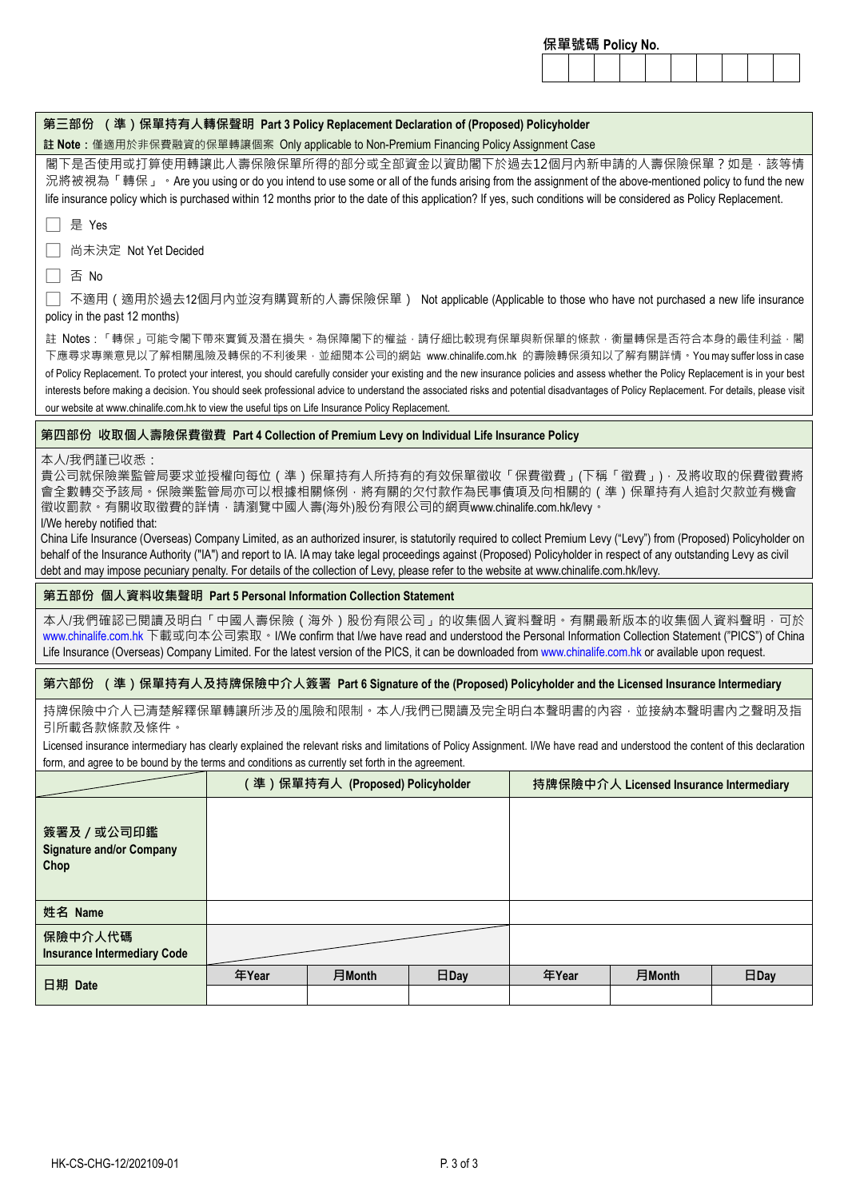保單號碼 Policy No.

| | | | | | | | | | |
|---|---|---|---|---|---|---|---|---|---|
| | | | | | | | | | |

## 第三部份 （準）保單持有人轉保聲明 Part 3 Policy Replacement Declaration of (Proposed) Policyholder

**註 Note**：僅適用於非保費融資的保單轉讓個案 Only applicable to Non-Premium Financing Policy Assignment Case

閣下是否使用或打算使用轉讓此人壽保險保單所得的部分或全部資金以資助閣下於過去12個月內新申請的人壽保險保單？如是，該等情況將被視為「轉保」。Are you using or do you intend to use some or all of the funds arising from the assignment of the above-mentioned policy to fund the new life insurance policy which is purchased within 12 months prior to the date of this application? If yes, such conditions will be considered as Policy Replacement.

☐ 是 Yes

☐ 尚未決定 Not Yet Decided

☐ 否 No

☐ 不適用（適用於過去12個月內並沒有購買新的人壽保險保單） Not applicable (Applicable to those who have not purchased a new life insurance policy in the past 12 months)

註 Notes：「轉保」可能令閣下帶來實質及潛在損失。為保障閣下的權益，請仔細比較現有保單與新保單的條款，衡量轉保是否符合本身的最佳利益，閣下應尋求專業意見以了解相關風險及轉保的不利後果，並細閱本公司的網站 www.chinalife.com.hk 的壽險轉保須知以了解有關詳情。You may suffer loss in case of Policy Replacement. To protect your interest, you should carefully consider your existing and the new insurance policies and assess whether the Policy Replacement is in your best interests before making a decision. You should seek professional advice to understand the associated risks and potential disadvantages of Policy Replacement. For details, please visit our website at www.chinalife.com.hk to view the useful tips on Life Insurance Policy Replacement.

## 第四部份 收取個人壽險保費徵費 Part 4 Collection of Premium Levy on Individual Life Insurance Policy

本人/我們謹已收悉：

貴公司就保險業監管局要求並授權向每位（準）保單持有人所持有的有效保單徵收「保費徵費」(下稱「徵費」)，及將收取的保費徵費將會全數轉交予該局。保險業監管局亦可以根據相關條例，將有關的欠付款作為民事債項及向相關的（準）保單持有人追討欠款並有機會徵收罰款。有關收取徵費的詳情，請瀏覽中國人壽(海外)股份有限公司的網頁www.chinalife.com.hk/levy。

I/We hereby notified that:

China Life Insurance (Overseas) Company Limited, as an authorized insurer, is statutorily required to collect Premium Levy ("Levy") from (Proposed) Policyholder on behalf of the Insurance Authority ("IA") and report to IA. IA may take legal proceedings against (Proposed) Policyholder in respect of any outstanding Levy as civil debt and may impose pecuniary penalty. For details of the collection of Levy, please refer to the website at www.chinalife.com.hk/levy.

## 第五部份 個人資料收集聲明 Part 5 Personal Information Collection Statement

本人/我們確認已閱讀及明白「中國人壽保險（海外）股份有限公司」的收集個人資料聲明。有關最新版本的收集個人資料聲明，可於 www.chinalife.com.hk 下載或向本公司索取。I/We confirm that I/we have read and understood the Personal Information Collection Statement ("PICS") of China Life Insurance (Overseas) Company Limited. For the latest version of the PICS, it can be downloaded from www.chinalife.com.hk or available upon request.

## 第六部份 （準）保單持有人及持牌保險中介人簽署 Part 6 Signature of the (Proposed) Policyholder and the Licensed Insurance Intermediary

持牌保險中介人已清楚解釋保單轉讓所涉及的風險和限制。本人/我們已閱讀及完全明白本聲明書的內容，並接納本聲明書內之聲明及指引所載各款條款及條件。

Licensed insurance intermediary has clearly explained the relevant risks and limitations of Policy Assignment. I/We have read and understood the content of this declaration form, and agree to be bound by the terms and conditions as currently set forth in the agreement.

| | （準）保單持有人 (Proposed) Policyholder | | | 持牌保險中介人 Licensed Insurance Intermediary | | |
|---|---|---|---|---|---|---|
| **簽署及／或公司印鑑 Signature and/or Company Chop** | | | | | | |
| **姓名 Name** | | | | | | |
| **保險中介人代碼 Insurance Intermediary Code** | | | | | | |
| **日期 Date** | 年Year | 月Month | 日Day | 年Year | 月Month | 日Day |
| | | | | | | |

HK-CS-CHG-12/202109-01